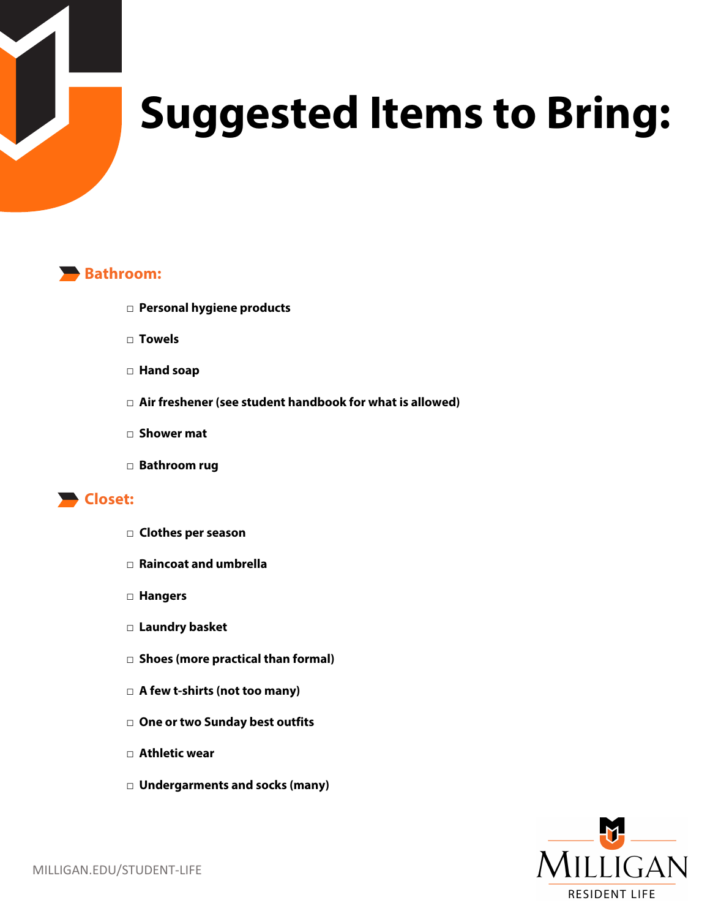# Suggested Items to Bring:

## Bathroom:

- ☐ **Personal hygiene products**
- ☐ **Towels**
- ☐ **Hand soap**
- ☐ **Air freshener (see student handbook for what is allowed)**
- ☐ **Shower mat**
- ☐ **Bathroom rug**

## Closet:

- ☐ **Clothes per season**
- ☐ **Raincoat and umbrella**
- ☐ **Hangers**
- ☐ **Laundry basket**
- ☐ **Shoes (more practical than formal)**
- ☐ **A few t-shirts (not too many)**
- ☐ **One or two Sunday best outfits**
- ☐ **Athletic wear**
- ☐ **Undergarments and socks (many)**

MILLIGAN.EDU/STUDENT-LIFE

MILLIGAN
RESIDENT LIFE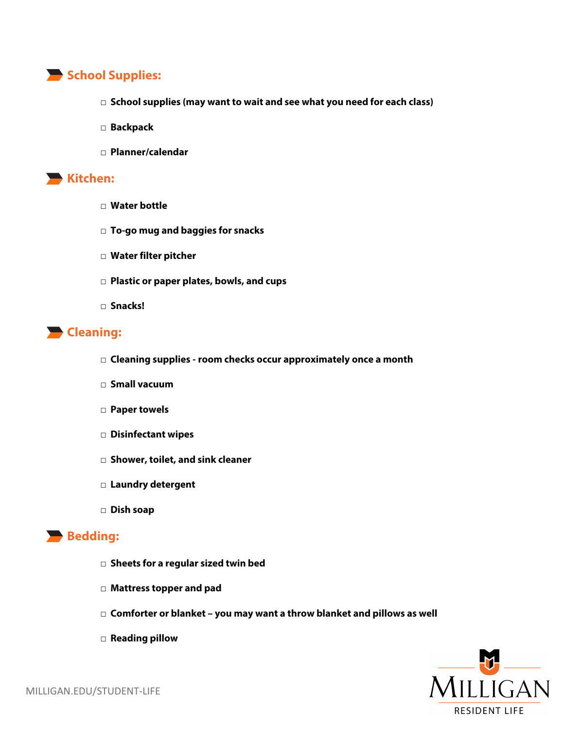## School Supplies:

- ☐ **School supplies (may want to wait and see what you need for each class)**
- ☐ **Backpack**
- ☐ **Planner/calendar**

## Kitchen:

- ☐ **Water bottle**
- ☐ **To-go mug and baggies for snacks**
- ☐ **Water filter pitcher**
- ☐ **Plastic or paper plates, bowls, and cups**
- ☐ **Snacks!**

## Cleaning:

- ☐ **Cleaning supplies - room checks occur approximately once a month**
- ☐ **Small vacuum**
- ☐ **Paper towels**
- ☐ **Disinfectant wipes**
- ☐ **Shower, toilet, and sink cleaner**
- ☐ **Laundry detergent**
- ☐ **Dish soap**

## Bedding:

- ☐ **Sheets for a regular sized twin bed**
- ☐ **Mattress topper and pad**
- ☐ **Comforter or blanket – you may want a throw blanket and pillows as well**
- ☐ **Reading pillow**

MILLIGAN.EDU/STUDENT-LIFE

MILLIGAN RESIDENT LIFE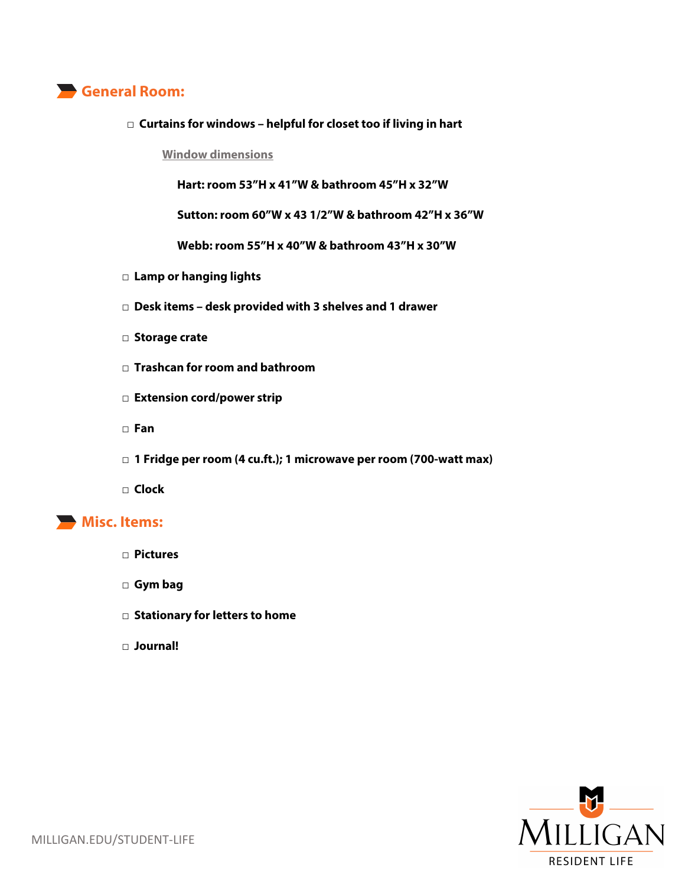## General Room:

- ☐ **Curtains for windows – helpful for closet too if living in hart**

  **Window dimensions**

  **Hart: room 53"H x 41"W & bathroom 45"H x 32"W**

  **Sutton: room 60"W x 43 1/2"W & bathroom 42"H x 36"W**

  **Webb: room 55"H x 40"W & bathroom 43"H x 30"W**

- ☐ **Lamp or hanging lights**
- ☐ **Desk items – desk provided with 3 shelves and 1 drawer**
- ☐ **Storage crate**
- ☐ **Trashcan for room and bathroom**
- ☐ **Extension cord/power strip**
- ☐ **Fan**
- ☐ **1 Fridge per room (4 cu.ft.); 1 microwave per room (700-watt max)**
- ☐ **Clock**

## Misc. Items:

- ☐ **Pictures**
- ☐ **Gym bag**
- ☐ **Stationary for letters to home**
- ☐ **Journal!**

MILLIGAN.EDU/STUDENT-LIFE

MILLIGAN RESIDENT LIFE